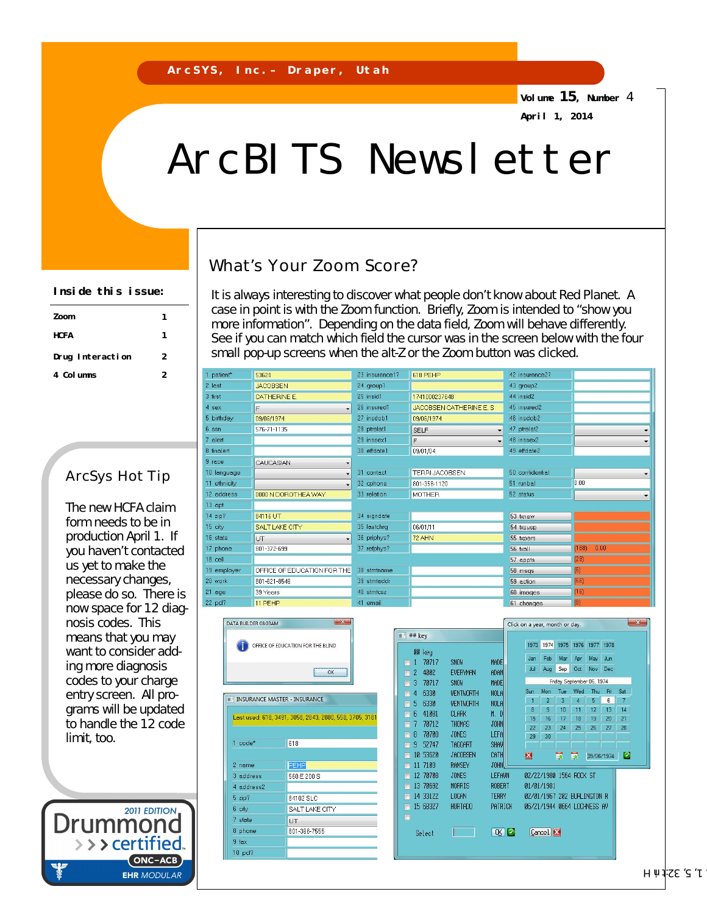**ArcSYS, Inc. – Draper, Utah**

**Volume 15, Number 4**

**April 1, 2014**

# ArcBITS Newsletter

**Inside this issue:**

| | |
|---|---|
| Zoom | 1 |
| HCFA | 1 |
| Drug Interaction | 2 |
| 4 Columns | 2 |

## What's Your Zoom Score?

It is always interesting to discover what people don't know about Red Planet. A case in point is with the Zoom function. Briefly, Zoom is intended to "show you more information". Depending on the data field, Zoom will behave differently. See if you can match which field the cursor was in the screen below with the four small pop-up screens when the alt-Z or the Zoom button was clicked.

## ArcSys Hot Tip

The new HCFA claim form needs to be in production April 1. If you haven't contacted us yet to make the necessary changes, please do so. There is now space for 12 diagnosis codes. This means that you may want to consider adding more diagnosis codes to your charge entry screen. All programs will be updated to handle the 12 code limit, too.

2011 EDITION Drummond certified ONC-ACB EHR MODULAR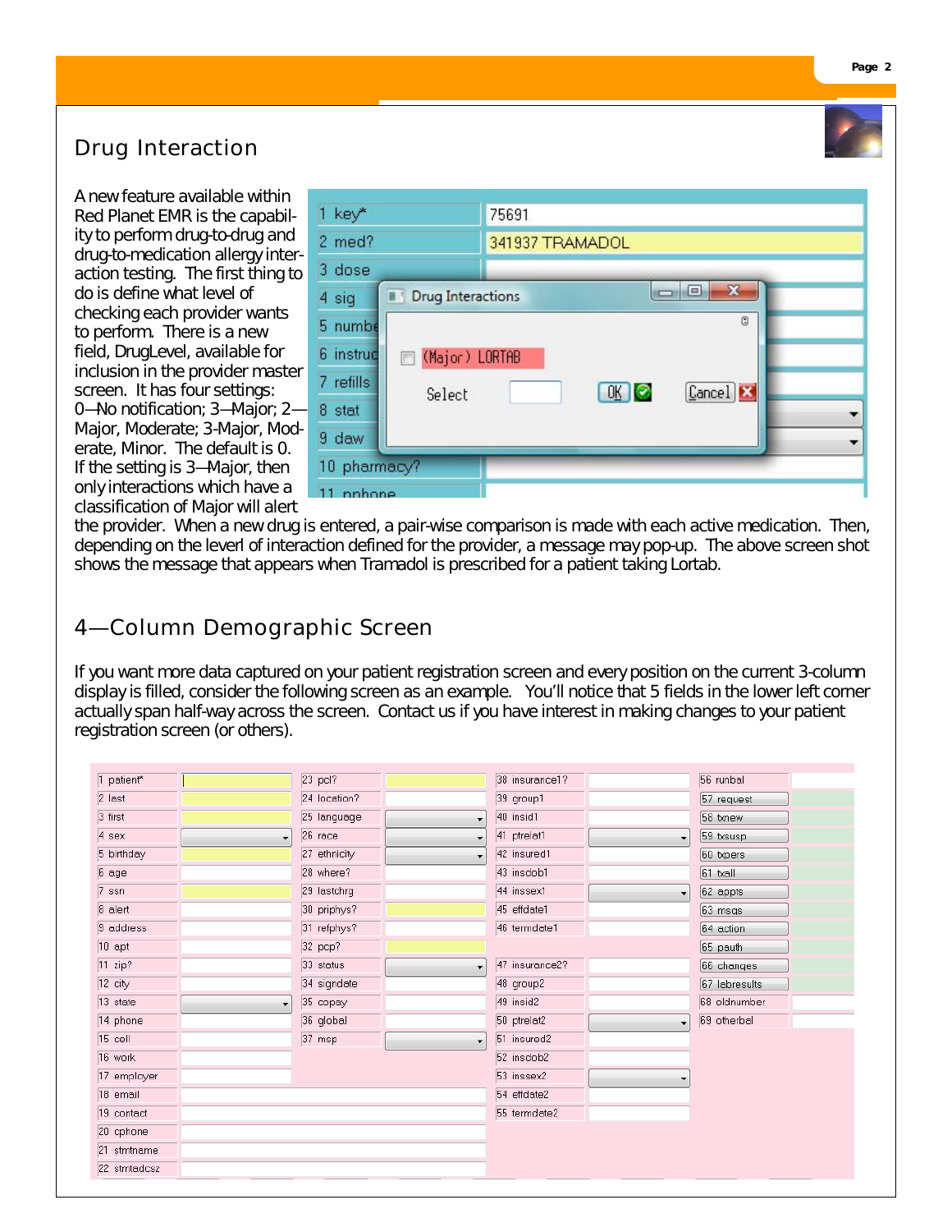## Drug Interaction

A new feature available within Red Planet EMR is the capability to perform drug-to-drug and drug-to-medication allergy interaction testing. The first thing to do is define what level of checking each provider wants to perform. There is a new field, DrugLevel, available for inclusion in the provider master screen. It has four settings: 0—No notification; 3—Major; 2—Major, Moderate; 3-Major, Moderate, Minor. The default is 0. If the setting is 3—Major, then only interactions which have a classification of Major will alert the provider. When a new drug is entered, a pair-wise comparison is made with each active medication. Then, depending on the leverl of interaction defined for the provider, a message may pop-up. The above screen shot shows the message that appears when Tramadol is prescribed for a patient taking Lortab.

## 4—Column Demographic Screen

If you want more data captured on your patient registration screen and every position on the current 3-column display is filled, consider the following screen as an example. You'll notice that 5 fields in the lower left corner actually span half-way across the screen. Contact us if you have interest in making changes to your patient registration screen (or others).